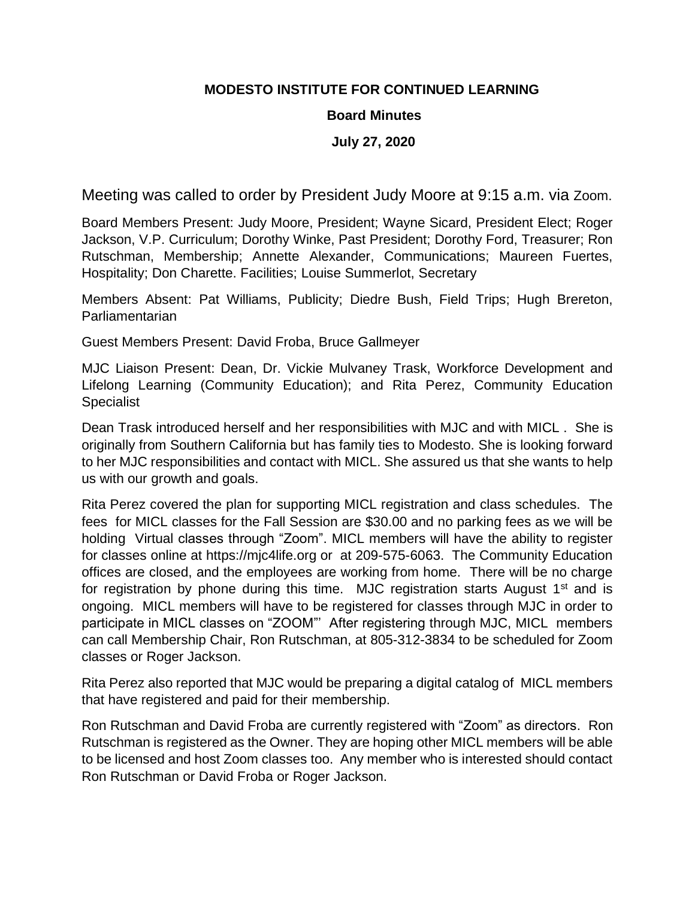**MODESTO INSTITUTE FOR CONTINUED LEARNING**

**Board Minutes**

**July 27, 2020**

Meeting was called to order by President Judy Moore at 9:15 a.m. via Zoom.

Board Members Present: Judy Moore, President; Wayne Sicard, President Elect; Roger Jackson, V.P. Curriculum; Dorothy Winke, Past President; Dorothy Ford, Treasurer; Ron Rutschman, Membership; Annette Alexander, Communications; Maureen Fuertes, Hospitality; Don Charette. Facilities; Louise Summerlot, Secretary

Members Absent: Pat Williams, Publicity; Diedre Bush, Field Trips; Hugh Brereton, Parliamentarian

Guest Members Present: David Froba, Bruce Gallmeyer

MJC Liaison Present: Dean, Dr. Vickie Mulvaney Trask, Workforce Development and Lifelong Learning (Community Education); and Rita Perez, Community Education Specialist

Dean Trask introduced herself and her responsibilities with MJC and with MICL . She is originally from Southern California but has family ties to Modesto. She is looking forward to her MJC responsibilities and contact with MICL. She assured us that she wants to help us with our growth and goals.

Rita Perez covered the plan for supporting MICL registration and class schedules. The fees for MICL classes for the Fall Session are $30.00 and no parking fees as we will be holding Virtual classes through "Zoom". MICL members will have the ability to register for classes online at https://mjc4life.org or at 209-575-6063. The Community Education offices are closed, and the employees are working from home. There will be no charge for registration by phone during this time. MJC registration starts August 1st and is ongoing. MICL members will have to be registered for classes through MJC in order to participate in MICL classes on "ZOOM"' After registering through MJC, MICL members can call Membership Chair, Ron Rutschman, at 805-312-3834 to be scheduled for Zoom classes or Roger Jackson.

Rita Perez also reported that MJC would be preparing a digital catalog of MICL members that have registered and paid for their membership.

Ron Rutschman and David Froba are currently registered with "Zoom" as directors. Ron Rutschman is registered as the Owner. They are hoping other MICL members will be able to be licensed and host Zoom classes too. Any member who is interested should contact Ron Rutschman or David Froba or Roger Jackson.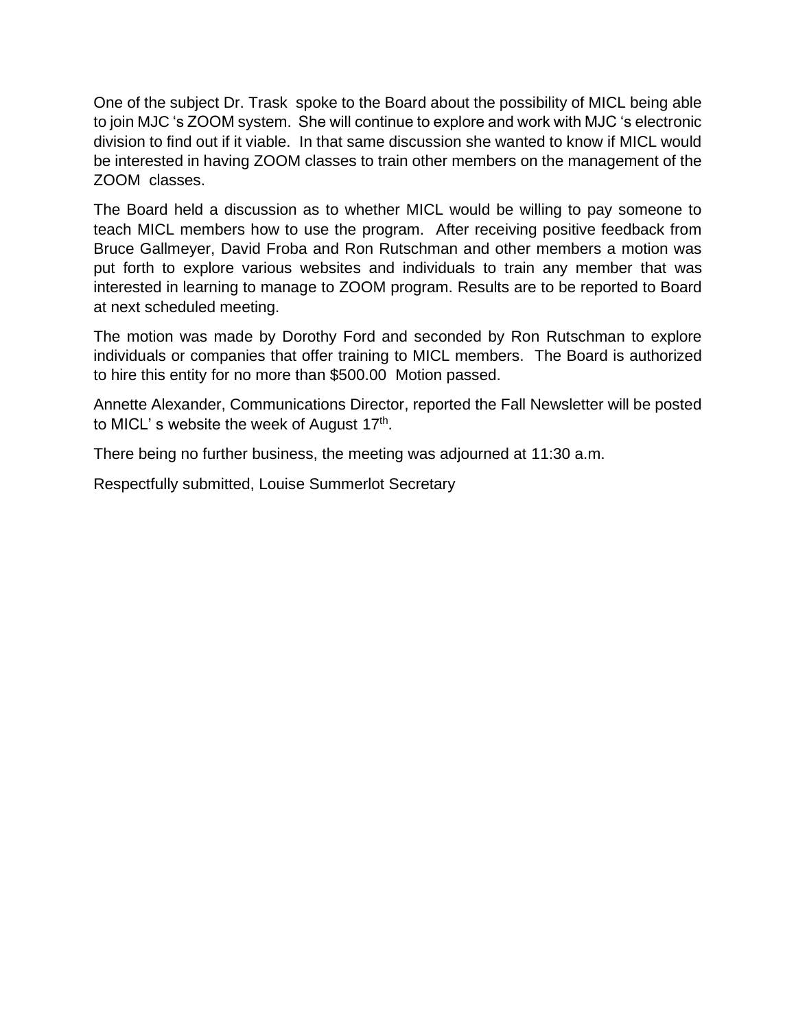One of the subject Dr. Trask spoke to the Board about the possibility of MICL being able to join MJC 's ZOOM system. She will continue to explore and work with MJC 's electronic division to find out if it viable. In that same discussion she wanted to know if MICL would be interested in having ZOOM classes to train other members on the management of the ZOOM classes.

The Board held a discussion as to whether MICL would be willing to pay someone to teach MICL members how to use the program. After receiving positive feedback from Bruce Gallmeyer, David Froba and Ron Rutschman and other members a motion was put forth to explore various websites and individuals to train any member that was interested in learning to manage to ZOOM program. Results are to be reported to Board at next scheduled meeting.

The motion was made by Dorothy Ford and seconded by Ron Rutschman to explore individuals or companies that offer training to MICL members. The Board is authorized to hire this entity for no more than $500.00 Motion passed.

Annette Alexander, Communications Director, reported the Fall Newsletter will be posted to MICL' s website the week of August 17th.

There being no further business, the meeting was adjourned at 11:30 a.m.

Respectfully submitted, Louise Summerlot Secretary